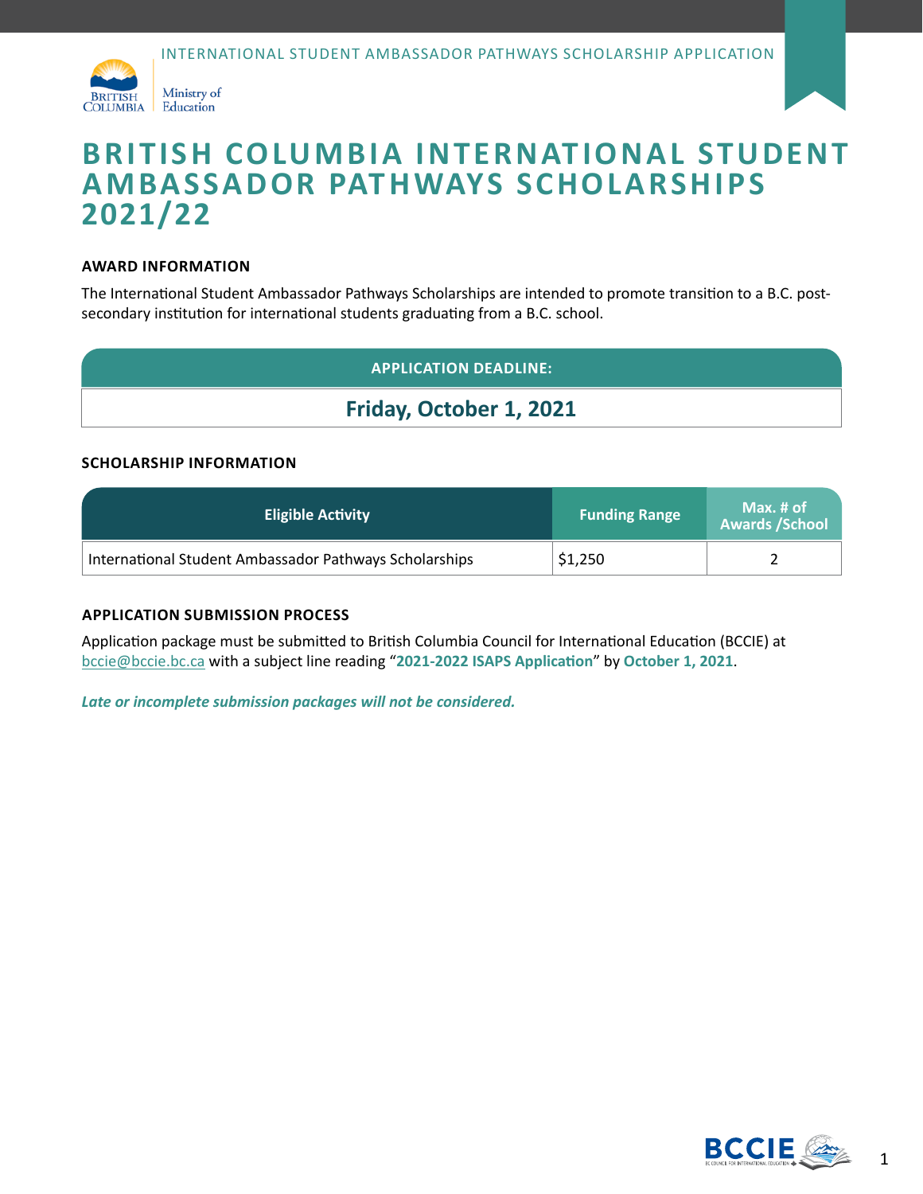# BRITISH COLUMBIA INTERNATIONAL STUDENT AMBASSADOR PATHWAYS SCHOLARSHIPS 2021/22

### AWARD INFORMATION

The International Student Ambassador Pathways Scholarships are intended to promote transition to a B.C. post-secondary institution for international students graduating from a B.C. school.

| APPLICATION DEADLINE: |
|---|
| **Friday, October 1, 2021** |

### SCHOLARSHIP INFORMATION

| Eligible Activity | Funding Range | Max. # of Awards /School |
|---|---|---|
| International Student Ambassador Pathways Scholarships | $1,250 | 2 |

### APPLICATION SUBMISSION PROCESS

Application package must be submitted to British Columbia Council for International Education (BCCIE) at bccie@bccie.bc.ca with a subject line reading "**2021-2022 ISAPS Application**" by **October 1, 2021**.

***Late or incomplete submission packages will not be considered.***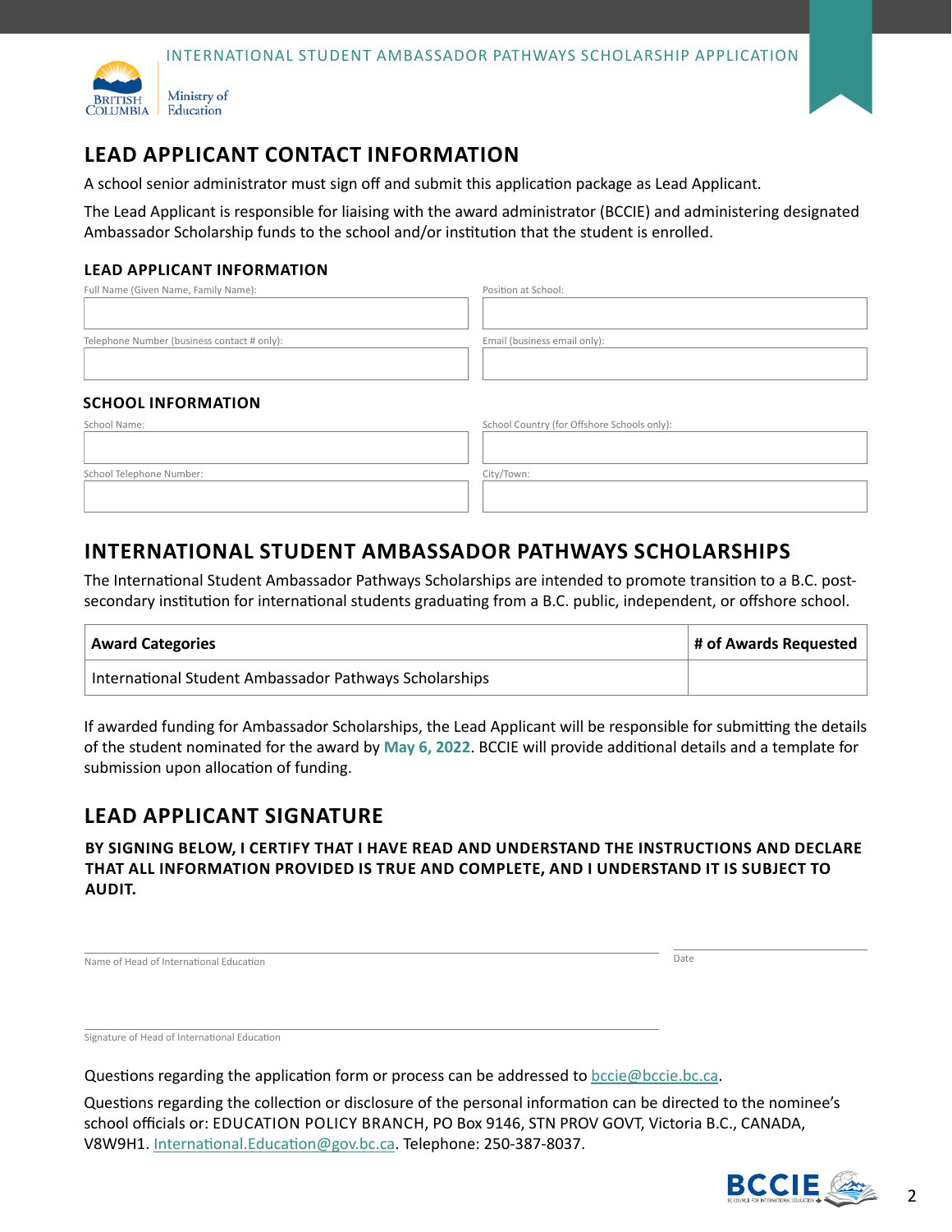## LEAD APPLICANT CONTACT INFORMATION

A school senior administrator must sign off and submit this application package as Lead Applicant.

The Lead Applicant is responsible for liaising with the award administrator (BCCIE) and administering designated Ambassador Scholarship funds to the school and/or institution that the student is enrolled.

### LEAD APPLICANT INFORMATION

| | |
|---|---|
| Full Name (Given Name, Family Name): | Position at School: |
| Telephone Number (business contact # only): | Email (business email only): |

### SCHOOL INFORMATION

| | |
|---|---|
| School Name: | School Country (for Offshore Schools only): |
| School Telephone Number: | City/Town: |

## INTERNATIONAL STUDENT AMBASSADOR PATHWAYS SCHOLARSHIPS

The International Student Ambassador Pathways Scholarships are intended to promote transition to a B.C. post-secondary institution for international students graduating from a B.C. public, independent, or offshore school.

| Award Categories | # of Awards Requested |
|---|---|
| International Student Ambassador Pathways Scholarships | |

If awarded funding for Ambassador Scholarships, the Lead Applicant will be responsible for submitting the details of the student nominated for the award by **May 6, 2022**. BCCIE will provide additional details and a template for submission upon allocation of funding.

## LEAD APPLICANT SIGNATURE

**BY SIGNING BELOW, I CERTIFY THAT I HAVE READ AND UNDERSTAND THE INSTRUCTIONS AND DECLARE THAT ALL INFORMATION PROVIDED IS TRUE AND COMPLETE, AND I UNDERSTAND IT IS SUBJECT TO AUDIT.**

Name of Head of International Education

Date

Signature of Head of International Education

Questions regarding the application form or process can be addressed to bccie@bccie.bc.ca.

Questions regarding the collection or disclosure of the personal information can be directed to the nominee's school officials or: EDUCATION POLICY BRANCH, PO Box 9146, STN PROV GOVT, Victoria B.C., CANADA, V8W9H1. International.Education@gov.bc.ca. Telephone: 250-387-8037.